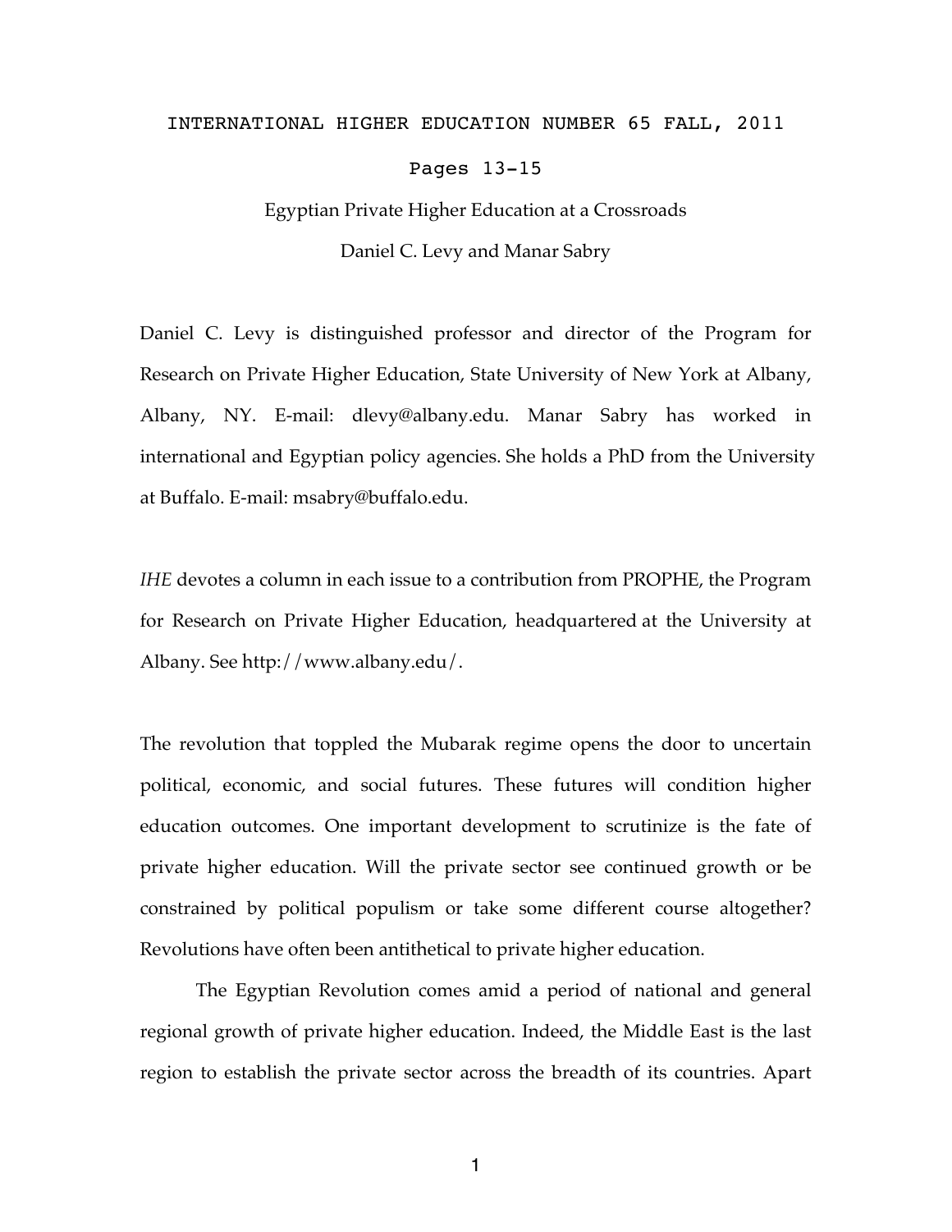INTERNATIONAL HIGHER EDUCATION NUMBER 65 FALL, 2011

Pages 13-15

# Egyptian Private Higher Education at a Crossroads

Daniel C. Levy and Manar Sabry

Daniel C. Levy is distinguished professor and director of the Program for Research on Private Higher Education, State University of New York at Albany, Albany, NY. E-mail: dlevy@albany.edu. Manar Sabry has worked in international and Egyptian policy agencies. She holds a PhD from the University at Buffalo. E-mail: msabry@buffalo.edu.

*IHE* devotes a column in each issue to a contribution from PROPHE, the Program for Research on Private Higher Education, headquartered at the University at Albany. See http://www.albany.edu/.

The revolution that toppled the Mubarak regime opens the door to uncertain political, economic, and social futures. These futures will condition higher education outcomes. One important development to scrutinize is the fate of private higher education. Will the private sector see continued growth or be constrained by political populism or take some different course altogether? Revolutions have often been antithetical to private higher education.

The Egyptian Revolution comes amid a period of national and general regional growth of private higher education. Indeed, the Middle East is the last region to establish the private sector across the breadth of its countries. Apart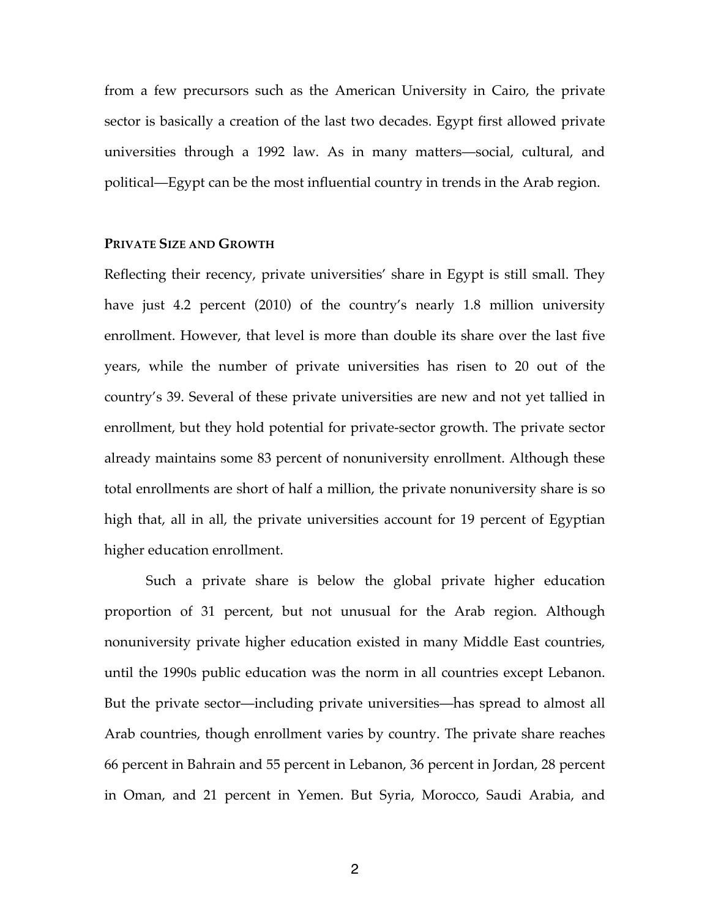from a few precursors such as the American University in Cairo, the private sector is basically a creation of the last two decades. Egypt first allowed private universities through a 1992 law. As in many matters—social, cultural, and political—Egypt can be the most influential country in trends in the Arab region.

**PRIVATE SIZE AND GROWTH**

Reflecting their recency, private universities' share in Egypt is still small. They have just 4.2 percent (2010) of the country's nearly 1.8 million university enrollment. However, that level is more than double its share over the last five years, while the number of private universities has risen to 20 out of the country's 39. Several of these private universities are new and not yet tallied in enrollment, but they hold potential for private-sector growth. The private sector already maintains some 83 percent of nonuniversity enrollment. Although these total enrollments are short of half a million, the private nonuniversity share is so high that, all in all, the private universities account for 19 percent of Egyptian higher education enrollment.

Such a private share is below the global private higher education proportion of 31 percent, but not unusual for the Arab region. Although nonuniversity private higher education existed in many Middle East countries, until the 1990s public education was the norm in all countries except Lebanon. But the private sector—including private universities—has spread to almost all Arab countries, though enrollment varies by country. The private share reaches 66 percent in Bahrain and 55 percent in Lebanon, 36 percent in Jordan, 28 percent in Oman, and 21 percent in Yemen. But Syria, Morocco, Saudi Arabia, and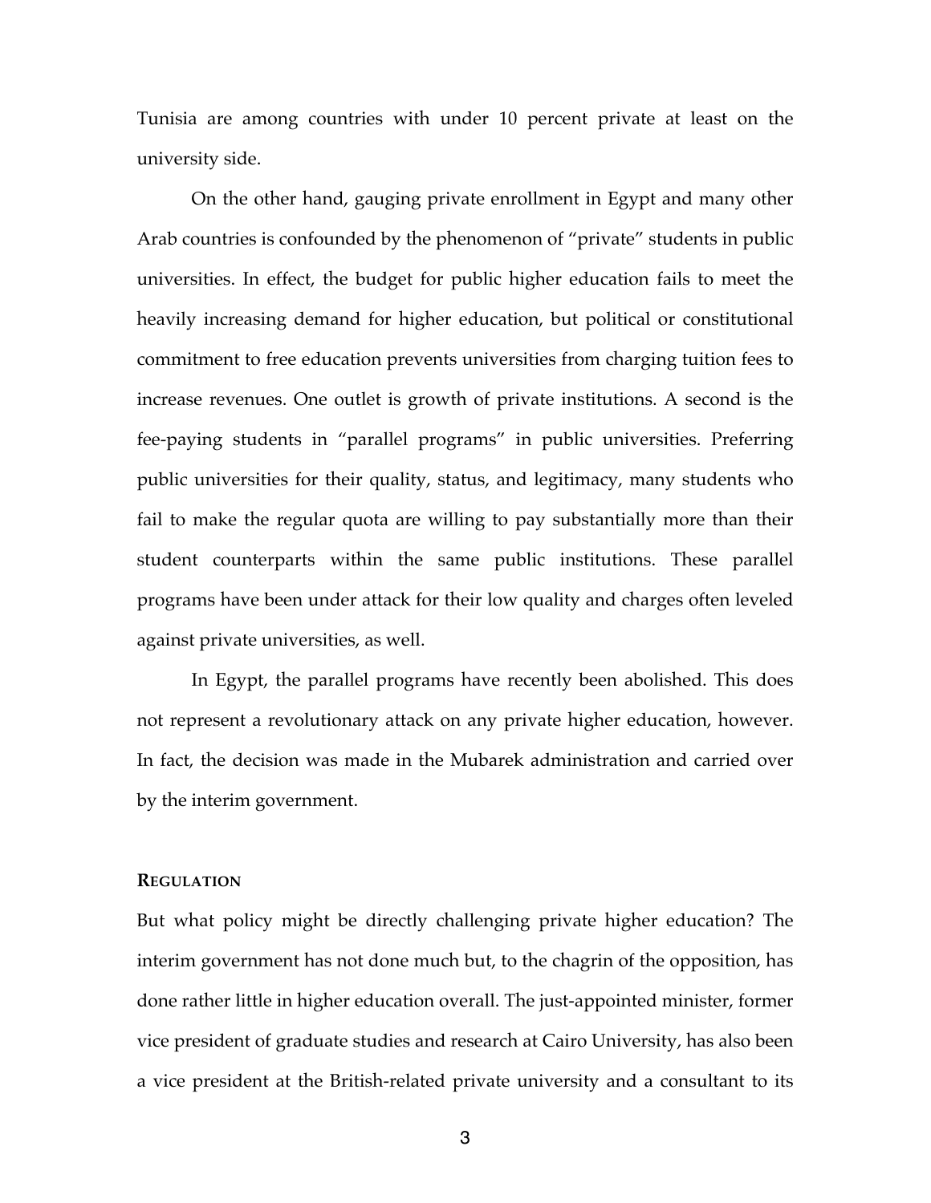Tunisia are among countries with under 10 percent private at least on the university side.

On the other hand, gauging private enrollment in Egypt and many other Arab countries is confounded by the phenomenon of "private" students in public universities. In effect, the budget for public higher education fails to meet the heavily increasing demand for higher education, but political or constitutional commitment to free education prevents universities from charging tuition fees to increase revenues. One outlet is growth of private institutions. A second is the fee-paying students in "parallel programs" in public universities. Preferring public universities for their quality, status, and legitimacy, many students who fail to make the regular quota are willing to pay substantially more than their student counterparts within the same public institutions. These parallel programs have been under attack for their low quality and charges often leveled against private universities, as well.

In Egypt, the parallel programs have recently been abolished. This does not represent a revolutionary attack on any private higher education, however. In fact, the decision was made in the Mubarek administration and carried over by the interim government.

### REGULATION

But what policy might be directly challenging private higher education? The interim government has not done much but, to the chagrin of the opposition, has done rather little in higher education overall. The just-appointed minister, former vice president of graduate studies and research at Cairo University, has also been a vice president at the British-related private university and a consultant to its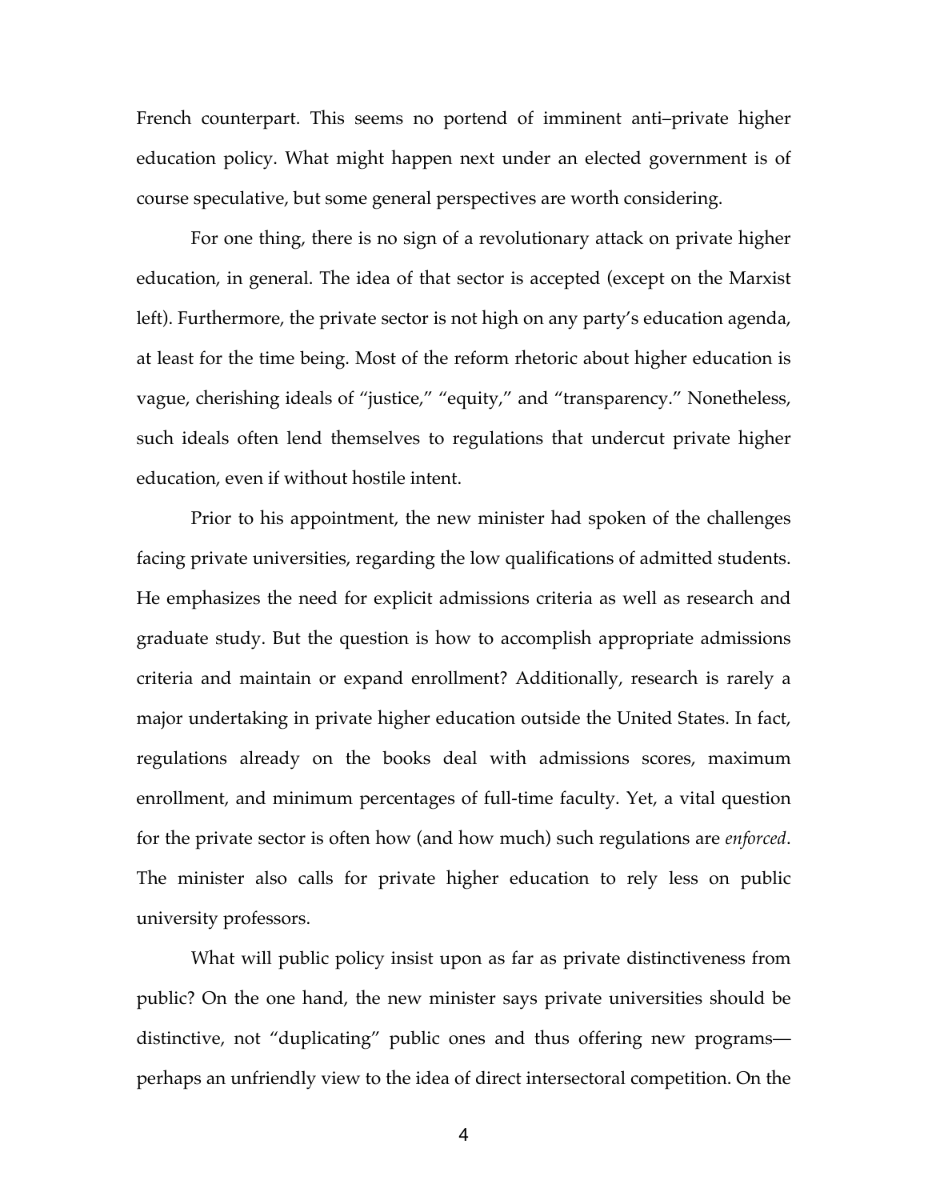French counterpart. This seems no portend of imminent anti–private higher education policy. What might happen next under an elected government is of course speculative, but some general perspectives are worth considering.

For one thing, there is no sign of a revolutionary attack on private higher education, in general. The idea of that sector is accepted (except on the Marxist left). Furthermore, the private sector is not high on any party's education agenda, at least for the time being. Most of the reform rhetoric about higher education is vague, cherishing ideals of "justice," "equity," and "transparency." Nonetheless, such ideals often lend themselves to regulations that undercut private higher education, even if without hostile intent.

Prior to his appointment, the new minister had spoken of the challenges facing private universities, regarding the low qualifications of admitted students. He emphasizes the need for explicit admissions criteria as well as research and graduate study. But the question is how to accomplish appropriate admissions criteria and maintain or expand enrollment? Additionally, research is rarely a major undertaking in private higher education outside the United States. In fact, regulations already on the books deal with admissions scores, maximum enrollment, and minimum percentages of full-time faculty. Yet, a vital question for the private sector is often how (and how much) such regulations are *enforced*. The minister also calls for private higher education to rely less on public university professors.

What will public policy insist upon as far as private distinctiveness from public? On the one hand, the new minister says private universities should be distinctive, not "duplicating" public ones and thus offering new programs—perhaps an unfriendly view to the idea of direct intersectoral competition. On the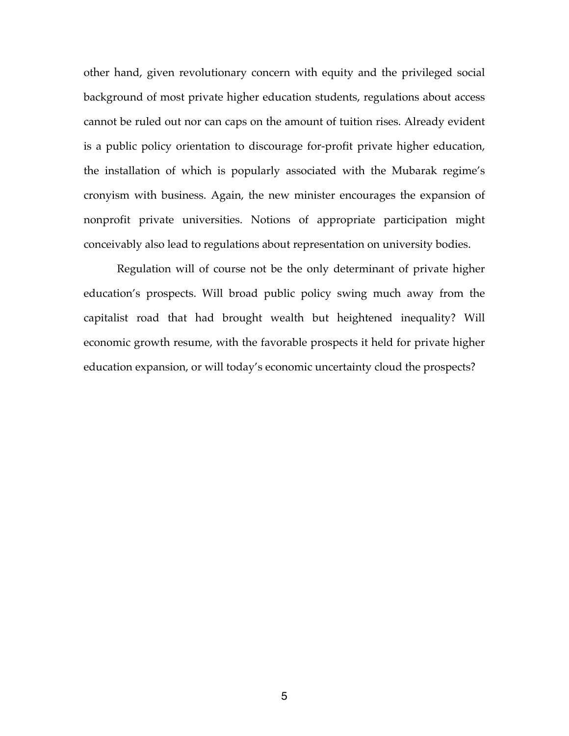other hand, given revolutionary concern with equity and the privileged social background of most private higher education students, regulations about access cannot be ruled out nor can caps on the amount of tuition rises. Already evident is a public policy orientation to discourage for-profit private higher education, the installation of which is popularly associated with the Mubarak regime's cronyism with business. Again, the new minister encourages the expansion of nonprofit private universities. Notions of appropriate participation might conceivably also lead to regulations about representation on university bodies.

Regulation will of course not be the only determinant of private higher education's prospects. Will broad public policy swing much away from the capitalist road that had brought wealth but heightened inequality? Will economic growth resume, with the favorable prospects it held for private higher education expansion, or will today's economic uncertainty cloud the prospects?